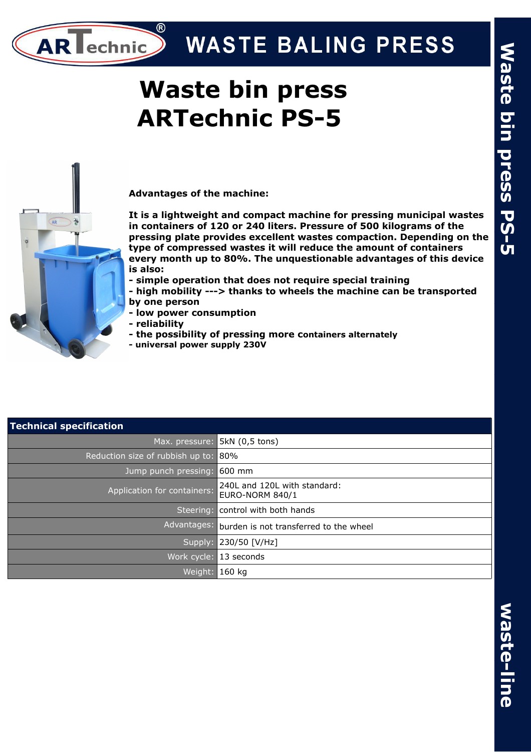# WASTE BALING PRESS

# Waste bin press ARTechnic PS-5

**Advantages of the machine:**

**It is a lightweight and compact machine for pressing municipal wastes in containers of 120 or 240 liters. Pressure of 500 kilograms of the pressing plate provides excellent wastes compaction. Depending on the type of compressed wastes it will reduce the amount of containers every month up to 80%. The unquestionable advantages of this device is also:**

- **simple operation that does not require special training**
- **high mobility ---> thanks to wheels the machine can be transported by one person**
- **low power consumption**
- **reliability**
- **the possibility of pressing more containers alternately**
- **universal power supply 230V**

| Technical specification | |
|---|---|
| Max. pressure: | 5kN (0,5 tons) |
| Reduction size of rubbish up to: | 80% |
| Jump punch pressing: | 600 mm |
| Application for containers: | 240L and 120L with standard: EURO-NORM 840/1 |
| Steering: | control with both hands |
| Advantages: | burden is not transferred to the wheel |
| Supply: | 230/50 [V/Hz] |
| Work cycle: | 13 seconds |
| Weight: | 160 kg |

Waste bin press PS-5

Waste-line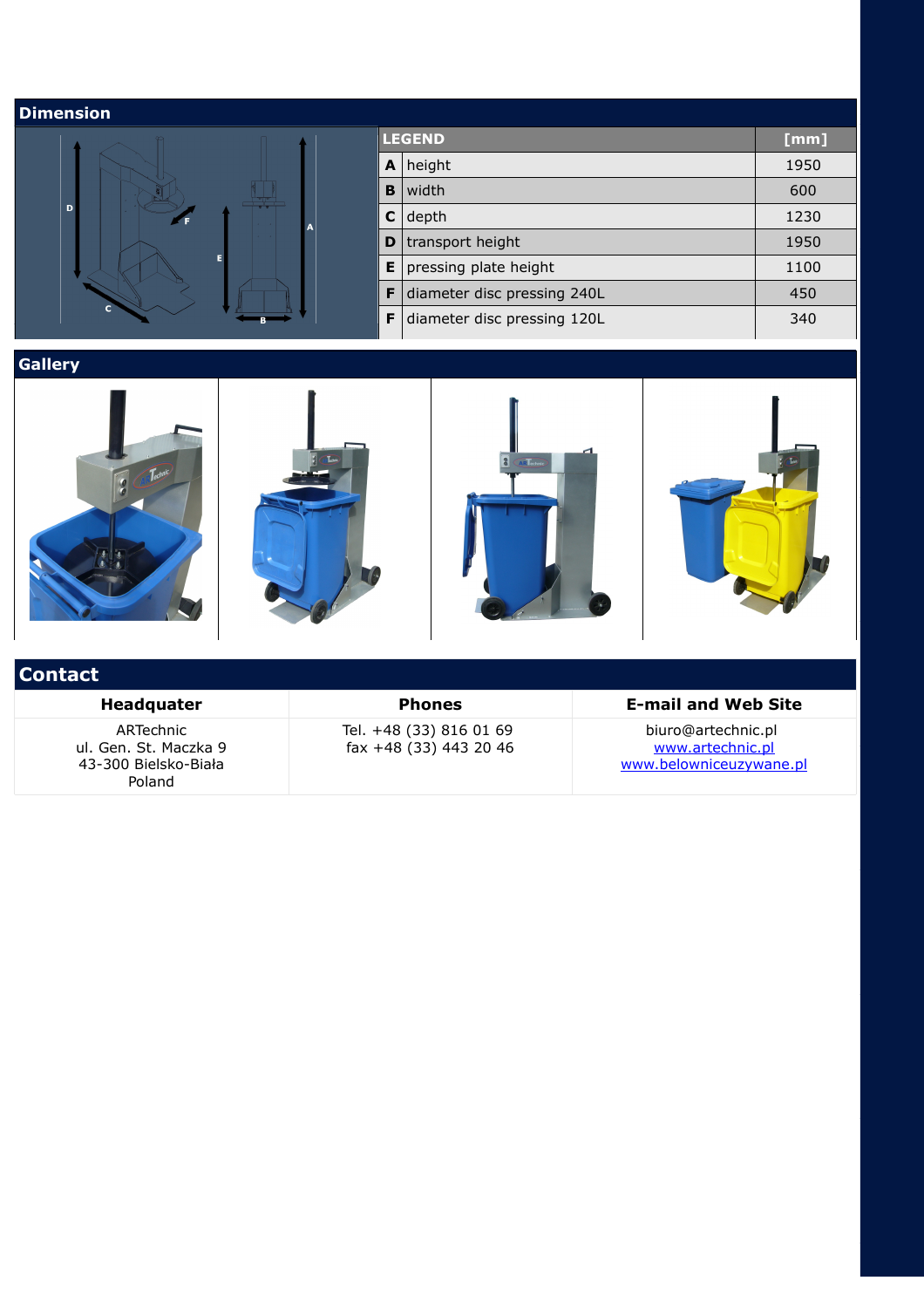## Dimension

| LEGEND | | [mm] |
|---|---|---|
| A | height | 1950 |
| B | width | 600 |
| C | depth | 1230 |
| D | transport height | 1950 |
| E | pressing plate height | 1100 |
| F | diameter disc pressing 240L | 450 |
| F | diameter disc pressing 120L | 340 |

## Gallery

## Contact

| Headquater | Phones | E-mail and Web Site |
|---|---|---|
| ARTechnic<br>ul. Gen. St. Maczka 9<br>43-300 Bielsko-Biała<br>Poland | Tel. +48 (33) 816 01 69<br>fax +48 (33) 443 20 46 | biuro@artechnic.pl<br>www.artechnic.pl<br>www.belowniceuzywane.pl |